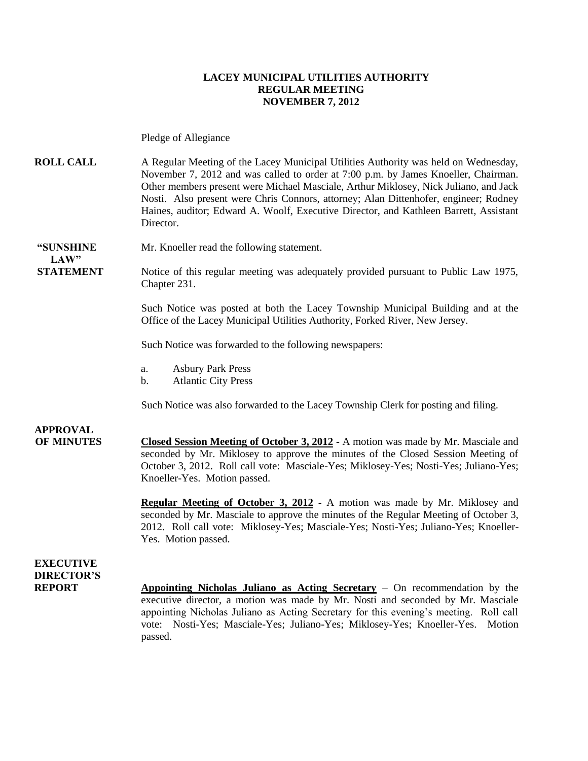# LACEY MUNICIPAL UTILITIES AUTHORITY
## REGULAR MEETING
## NOVEMBER 7, 2012

Pledge of Allegiance

**ROLL CALL**

A Regular Meeting of the Lacey Municipal Utilities Authority was held on Wednesday, November 7, 2012 and was called to order at 7:00 p.m. by James Knoeller, Chairman. Other members present were Michael Masciale, Arthur Miklosey, Nick Juliano, and Jack Nosti. Also present were Chris Connors, attorney; Alan Dittenhofer, engineer; Rodney Haines, auditor; Edward A. Woolf, Executive Director, and Kathleen Barrett, Assistant Director.

**"SUNSHINE LAW" STATEMENT**

Mr. Knoeller read the following statement.

Notice of this regular meeting was adequately provided pursuant to Public Law 1975, Chapter 231.

Such Notice was posted at both the Lacey Township Municipal Building and at the Office of the Lacey Municipal Utilities Authority, Forked River, New Jersey.

Such Notice was forwarded to the following newspapers:

a. Asbury Park Press
b. Atlantic City Press

Such Notice was also forwarded to the Lacey Township Clerk for posting and filing.

**APPROVAL OF MINUTES**

**Closed Session Meeting of October 3, 2012** - A motion was made by Mr. Masciale and seconded by Mr. Miklosey to approve the minutes of the Closed Session Meeting of October 3, 2012. Roll call vote: Masciale-Yes; Miklosey-Yes; Nosti-Yes; Juliano-Yes; Knoeller-Yes. Motion passed.

**Regular Meeting of October 3, 2012** - A motion was made by Mr. Miklosey and seconded by Mr. Masciale to approve the minutes of the Regular Meeting of October 3, 2012. Roll call vote: Miklosey-Yes; Masciale-Yes; Nosti-Yes; Juliano-Yes; Knoeller-Yes. Motion passed.

**EXECUTIVE DIRECTOR'S REPORT**

**Appointing Nicholas Juliano as Acting Secretary** – On recommendation by the executive director, a motion was made by Mr. Nosti and seconded by Mr. Masciale appointing Nicholas Juliano as Acting Secretary for this evening's meeting. Roll call vote: Nosti-Yes; Masciale-Yes; Juliano-Yes; Miklosey-Yes; Knoeller-Yes. Motion passed.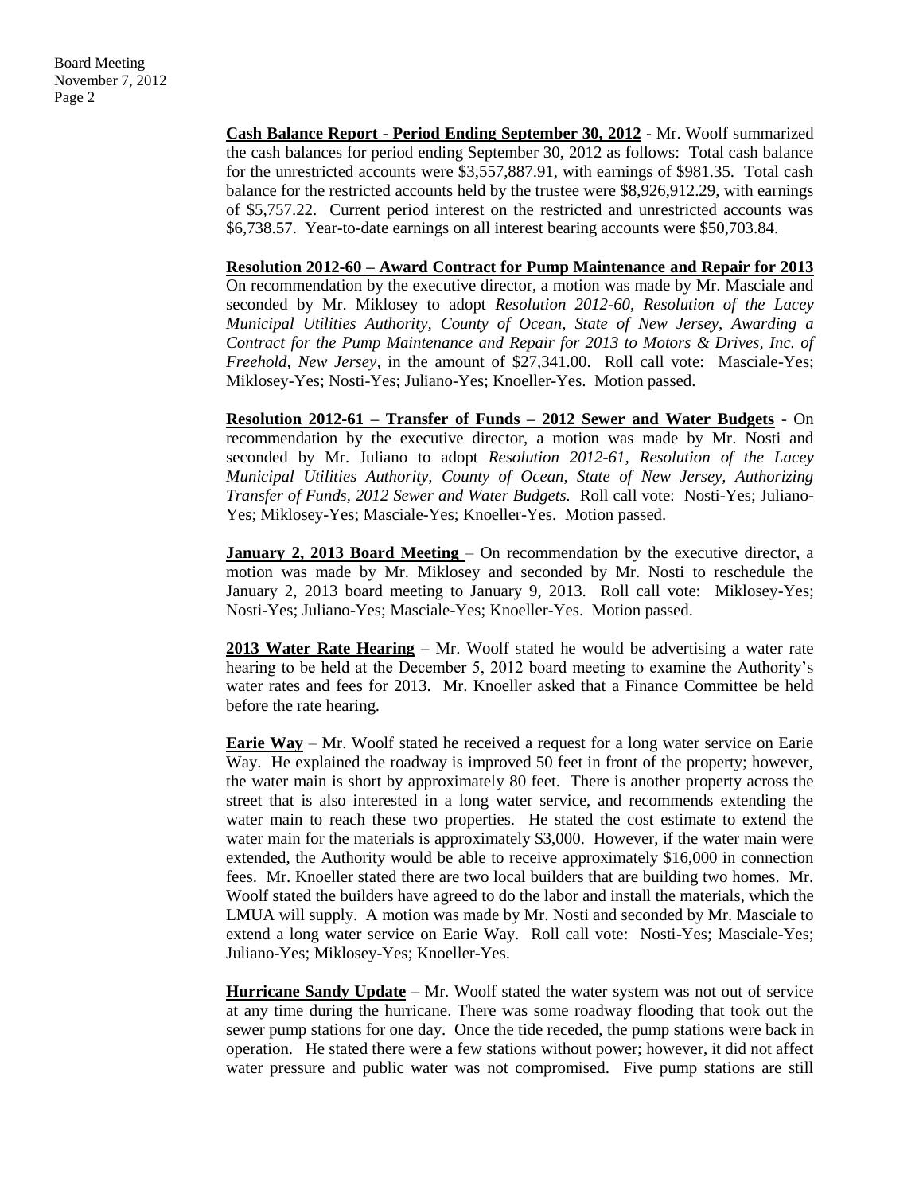**Cash Balance Report - Period Ending September 30, 2012** - Mr. Woolf summarized the cash balances for period ending September 30, 2012 as follows: Total cash balance for the unrestricted accounts were $3,557,887.91, with earnings of $981.35. Total cash balance for the restricted accounts held by the trustee were $8,926,912.29, with earnings of $5,757.22. Current period interest on the restricted and unrestricted accounts was $6,738.57. Year-to-date earnings on all interest bearing accounts were $50,703.84.

**Resolution 2012-60 – Award Contract for Pump Maintenance and Repair for 2013** On recommendation by the executive director, a motion was made by Mr. Masciale and seconded by Mr. Miklosey to adopt *Resolution 2012-60, Resolution of the Lacey Municipal Utilities Authority, County of Ocean, State of New Jersey, Awarding a Contract for the Pump Maintenance and Repair for 2013 to Motors & Drives, Inc. of Freehold, New Jersey,* in the amount of $27,341.00. Roll call vote: Masciale-Yes; Miklosey-Yes; Nosti-Yes; Juliano-Yes; Knoeller-Yes. Motion passed.

**Resolution 2012-61 – Transfer of Funds – 2012 Sewer and Water Budgets** - On recommendation by the executive director, a motion was made by Mr. Nosti and seconded by Mr. Juliano to adopt *Resolution 2012-61, Resolution of the Lacey Municipal Utilities Authority, County of Ocean, State of New Jersey, Authorizing Transfer of Funds, 2012 Sewer and Water Budgets.* Roll call vote: Nosti-Yes; Juliano-Yes; Miklosey-Yes; Masciale-Yes; Knoeller-Yes. Motion passed.

**January 2, 2013 Board Meeting** – On recommendation by the executive director, a motion was made by Mr. Miklosey and seconded by Mr. Nosti to reschedule the January 2, 2013 board meeting to January 9, 2013. Roll call vote: Miklosey-Yes; Nosti-Yes; Juliano-Yes; Masciale-Yes; Knoeller-Yes. Motion passed.

**2013 Water Rate Hearing** – Mr. Woolf stated he would be advertising a water rate hearing to be held at the December 5, 2012 board meeting to examine the Authority's water rates and fees for 2013. Mr. Knoeller asked that a Finance Committee be held before the rate hearing.

**Earie Way** – Mr. Woolf stated he received a request for a long water service on Earie Way. He explained the roadway is improved 50 feet in front of the property; however, the water main is short by approximately 80 feet. There is another property across the street that is also interested in a long water service, and recommends extending the water main to reach these two properties. He stated the cost estimate to extend the water main for the materials is approximately $3,000. However, if the water main were extended, the Authority would be able to receive approximately $16,000 in connection fees. Mr. Knoeller stated there are two local builders that are building two homes. Mr. Woolf stated the builders have agreed to do the labor and install the materials, which the LMUA will supply. A motion was made by Mr. Nosti and seconded by Mr. Masciale to extend a long water service on Earie Way. Roll call vote: Nosti-Yes; Masciale-Yes; Juliano-Yes; Miklosey-Yes; Knoeller-Yes.

**Hurricane Sandy Update** – Mr. Woolf stated the water system was not out of service at any time during the hurricane. There was some roadway flooding that took out the sewer pump stations for one day. Once the tide receded, the pump stations were back in operation. He stated there were a few stations without power; however, it did not affect water pressure and public water was not compromised. Five pump stations are still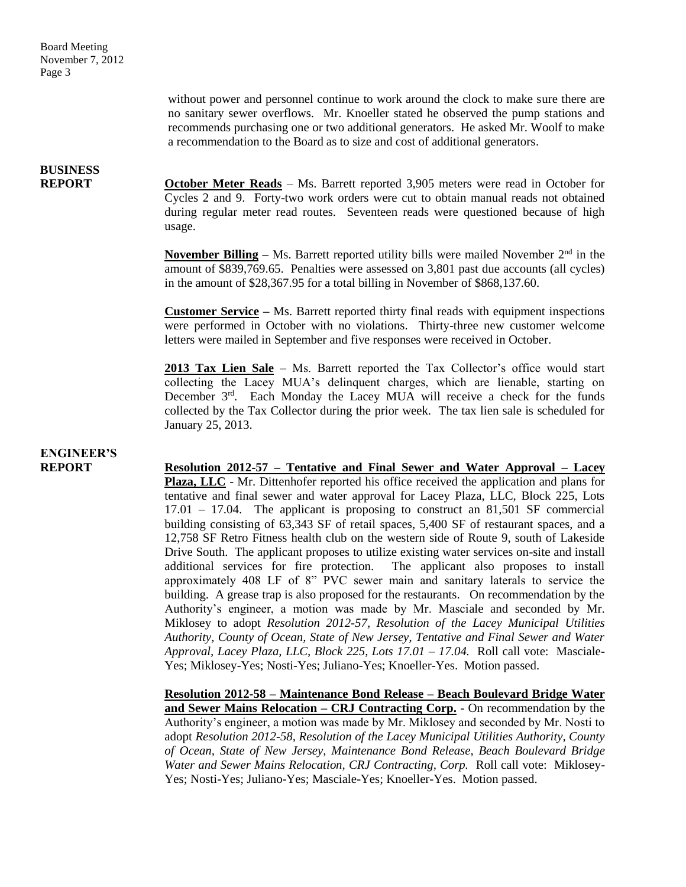without power and personnel continue to work around the clock to make sure there are no sanitary sewer overflows. Mr. Knoeller stated he observed the pump stations and recommends purchasing one or two additional generators. He asked Mr. Woolf to make a recommendation to the Board as to size and cost of additional generators.

## BUSINESS REPORT

**October Meter Reads** – Ms. Barrett reported 3,905 meters were read in October for Cycles 2 and 9. Forty-two work orders were cut to obtain manual reads not obtained during regular meter read routes. Seventeen reads were questioned because of high usage.

**November Billing** – Ms. Barrett reported utility bills were mailed November 2nd in the amount of $839,769.65. Penalties were assessed on 3,801 past due accounts (all cycles) in the amount of $28,367.95 for a total billing in November of $868,137.60.

**Customer Service** – Ms. Barrett reported thirty final reads with equipment inspections were performed in October with no violations. Thirty-three new customer welcome letters were mailed in September and five responses were received in October.

**2013 Tax Lien Sale** – Ms. Barrett reported the Tax Collector's office would start collecting the Lacey MUA's delinquent charges, which are lienable, starting on December 3rd. Each Monday the Lacey MUA will receive a check for the funds collected by the Tax Collector during the prior week. The tax lien sale is scheduled for January 25, 2013.

## ENGINEER'S REPORT

**Resolution 2012-57 – Tentative and Final Sewer and Water Approval – Lacey Plaza, LLC** - Mr. Dittenhofer reported his office received the application and plans for tentative and final sewer and water approval for Lacey Plaza, LLC, Block 225, Lots 17.01 – 17.04. The applicant is proposing to construct an 81,501 SF commercial building consisting of 63,343 SF of retail spaces, 5,400 SF of restaurant spaces, and a 12,758 SF Retro Fitness health club on the western side of Route 9, south of Lakeside Drive South. The applicant proposes to utilize existing water services on-site and install additional services for fire protection. The applicant also proposes to install approximately 408 LF of 8" PVC sewer main and sanitary laterals to service the building. A grease trap is also proposed for the restaurants. On recommendation by the Authority's engineer, a motion was made by Mr. Masciale and seconded by Mr. Miklosey to adopt *Resolution 2012-57, Resolution of the Lacey Municipal Utilities Authority, County of Ocean, State of New Jersey, Tentative and Final Sewer and Water Approval, Lacey Plaza, LLC, Block 225, Lots 17.01 – 17.04.* Roll call vote: Masciale-Yes; Miklosey-Yes; Nosti-Yes; Juliano-Yes; Knoeller-Yes. Motion passed.

**Resolution 2012-58 – Maintenance Bond Release – Beach Boulevard Bridge Water and Sewer Mains Relocation – CRJ Contracting Corp.** - On recommendation by the Authority's engineer, a motion was made by Mr. Miklosey and seconded by Mr. Nosti to adopt *Resolution 2012-58, Resolution of the Lacey Municipal Utilities Authority, County of Ocean, State of New Jersey, Maintenance Bond Release, Beach Boulevard Bridge Water and Sewer Mains Relocation, CRJ Contracting, Corp.* Roll call vote: Miklosey-Yes; Nosti-Yes; Juliano-Yes; Masciale-Yes; Knoeller-Yes. Motion passed.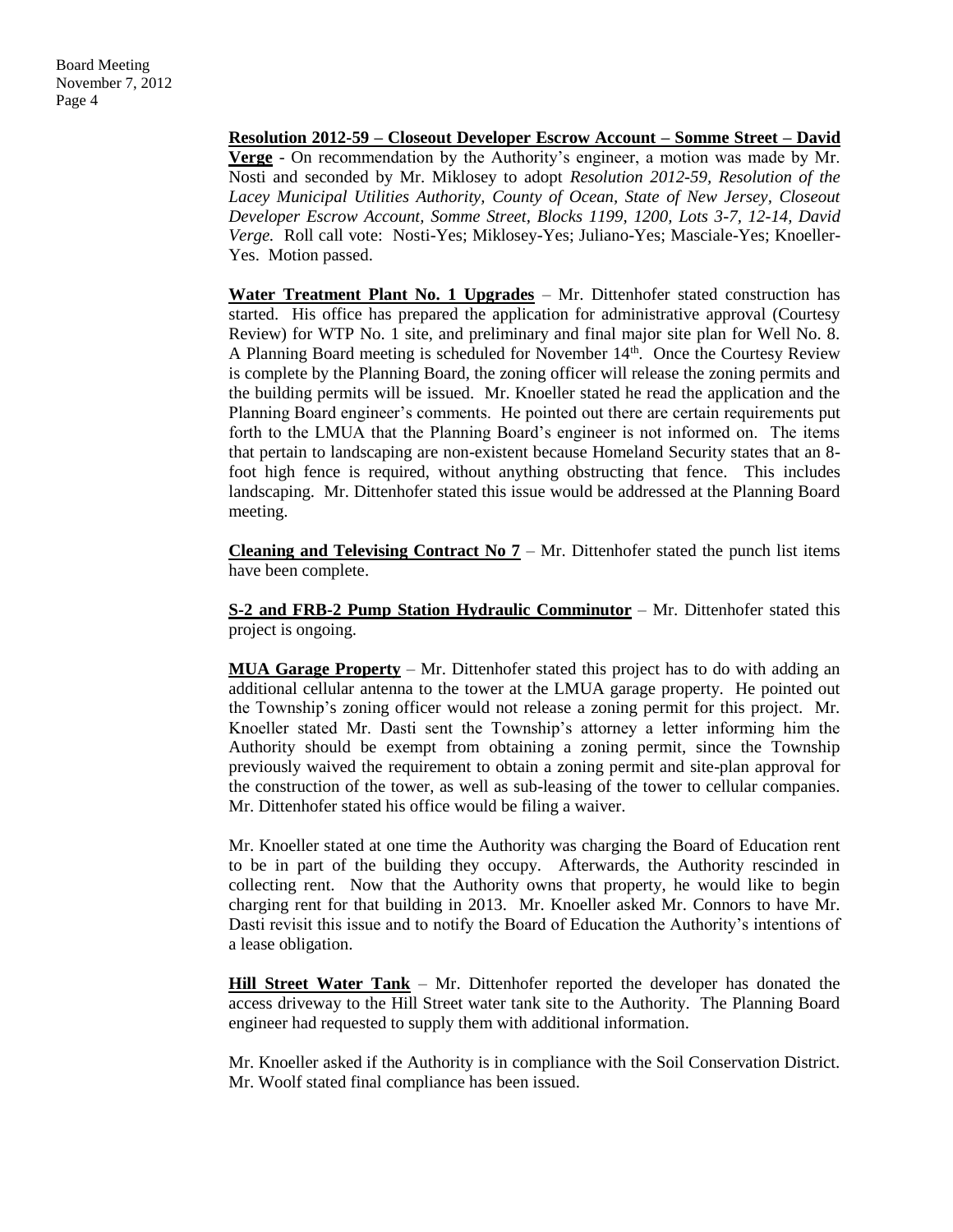**Resolution 2012-59 – Closeout Developer Escrow Account – Somme Street – David Verge** - On recommendation by the Authority's engineer, a motion was made by Mr. Nosti and seconded by Mr. Miklosey to adopt *Resolution 2012-59, Resolution of the Lacey Municipal Utilities Authority, County of Ocean, State of New Jersey, Closeout Developer Escrow Account, Somme Street, Blocks 1199, 1200, Lots 3-7, 12-14, David Verge.* Roll call vote: Nosti-Yes; Miklosey-Yes; Juliano-Yes; Masciale-Yes; Knoeller-Yes. Motion passed.

**Water Treatment Plant No. 1 Upgrades** – Mr. Dittenhofer stated construction has started. His office has prepared the application for administrative approval (Courtesy Review) for WTP No. 1 site, and preliminary and final major site plan for Well No. 8. A Planning Board meeting is scheduled for November 14th. Once the Courtesy Review is complete by the Planning Board, the zoning officer will release the zoning permits and the building permits will be issued. Mr. Knoeller stated he read the application and the Planning Board engineer's comments. He pointed out there are certain requirements put forth to the LMUA that the Planning Board's engineer is not informed on. The items that pertain to landscaping are non-existent because Homeland Security states that an 8-foot high fence is required, without anything obstructing that fence. This includes landscaping. Mr. Dittenhofer stated this issue would be addressed at the Planning Board meeting.

**Cleaning and Televising Contract No 7** – Mr. Dittenhofer stated the punch list items have been complete.

**S-2 and FRB-2 Pump Station Hydraulic Comminutor** – Mr. Dittenhofer stated this project is ongoing.

**MUA Garage Property** – Mr. Dittenhofer stated this project has to do with adding an additional cellular antenna to the tower at the LMUA garage property. He pointed out the Township's zoning officer would not release a zoning permit for this project. Mr. Knoeller stated Mr. Dasti sent the Township's attorney a letter informing him the Authority should be exempt from obtaining a zoning permit, since the Township previously waived the requirement to obtain a zoning permit and site-plan approval for the construction of the tower, as well as sub-leasing of the tower to cellular companies. Mr. Dittenhofer stated his office would be filing a waiver.

Mr. Knoeller stated at one time the Authority was charging the Board of Education rent to be in part of the building they occupy. Afterwards, the Authority rescinded in collecting rent. Now that the Authority owns that property, he would like to begin charging rent for that building in 2013. Mr. Knoeller asked Mr. Connors to have Mr. Dasti revisit this issue and to notify the Board of Education the Authority's intentions of a lease obligation.

**Hill Street Water Tank** – Mr. Dittenhofer reported the developer has donated the access driveway to the Hill Street water tank site to the Authority. The Planning Board engineer had requested to supply them with additional information.

Mr. Knoeller asked if the Authority is in compliance with the Soil Conservation District. Mr. Woolf stated final compliance has been issued.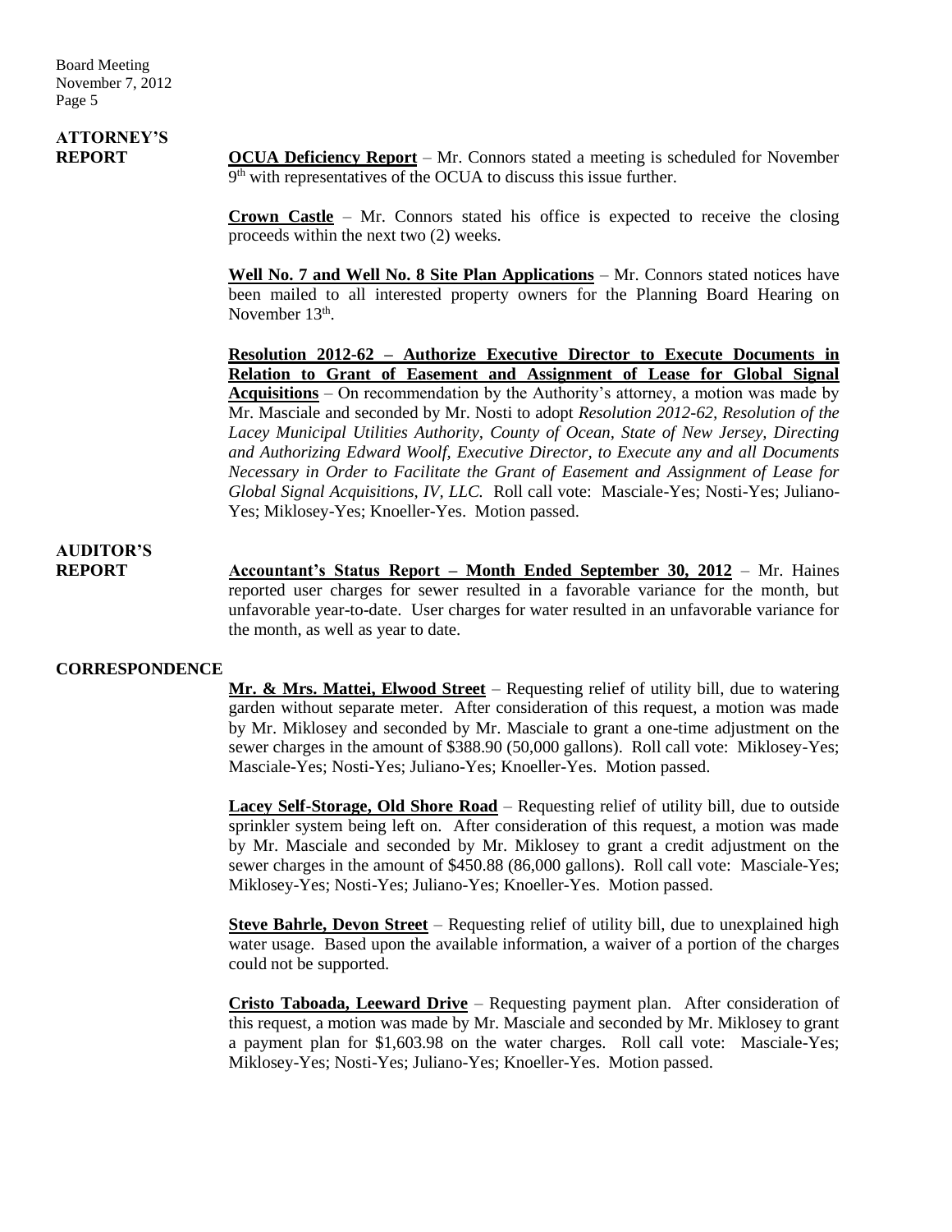## ATTORNEY'S REPORT

**OCUA Deficiency Report** – Mr. Connors stated a meeting is scheduled for November 9th with representatives of the OCUA to discuss this issue further.

**Crown Castle** – Mr. Connors stated his office is expected to receive the closing proceeds within the next two (2) weeks.

**Well No. 7 and Well No. 8 Site Plan Applications** – Mr. Connors stated notices have been mailed to all interested property owners for the Planning Board Hearing on November 13th.

**Resolution 2012-62 – Authorize Executive Director to Execute Documents in Relation to Grant of Easement and Assignment of Lease for Global Signal Acquisitions** – On recommendation by the Authority's attorney, a motion was made by Mr. Masciale and seconded by Mr. Nosti to adopt *Resolution 2012-62, Resolution of the Lacey Municipal Utilities Authority, County of Ocean, State of New Jersey, Directing and Authorizing Edward Woolf, Executive Director, to Execute any and all Documents Necessary in Order to Facilitate the Grant of Easement and Assignment of Lease for Global Signal Acquisitions, IV, LLC.* Roll call vote: Masciale-Yes; Nosti-Yes; Juliano-Yes; Miklosey-Yes; Knoeller-Yes. Motion passed.

## AUDITOR'S REPORT

**Accountant's Status Report – Month Ended September 30, 2012** – Mr. Haines reported user charges for sewer resulted in a favorable variance for the month, but unfavorable year-to-date. User charges for water resulted in an unfavorable variance for the month, as well as year to date.

## CORRESPONDENCE

**Mr. & Mrs. Mattei, Elwood Street** – Requesting relief of utility bill, due to watering garden without separate meter. After consideration of this request, a motion was made by Mr. Miklosey and seconded by Mr. Masciale to grant a one-time adjustment on the sewer charges in the amount of $388.90 (50,000 gallons). Roll call vote: Miklosey-Yes; Masciale-Yes; Nosti-Yes; Juliano-Yes; Knoeller-Yes. Motion passed.

**Lacey Self-Storage, Old Shore Road** – Requesting relief of utility bill, due to outside sprinkler system being left on. After consideration of this request, a motion was made by Mr. Masciale and seconded by Mr. Miklosey to grant a credit adjustment on the sewer charges in the amount of $450.88 (86,000 gallons). Roll call vote: Masciale-Yes; Miklosey-Yes; Nosti-Yes; Juliano-Yes; Knoeller-Yes. Motion passed.

**Steve Bahrle, Devon Street** – Requesting relief of utility bill, due to unexplained high water usage. Based upon the available information, a waiver of a portion of the charges could not be supported.

**Cristo Taboada, Leeward Drive** – Requesting payment plan. After consideration of this request, a motion was made by Mr. Masciale and seconded by Mr. Miklosey to grant a payment plan for $1,603.98 on the water charges. Roll call vote: Masciale-Yes; Miklosey-Yes; Nosti-Yes; Juliano-Yes; Knoeller-Yes. Motion passed.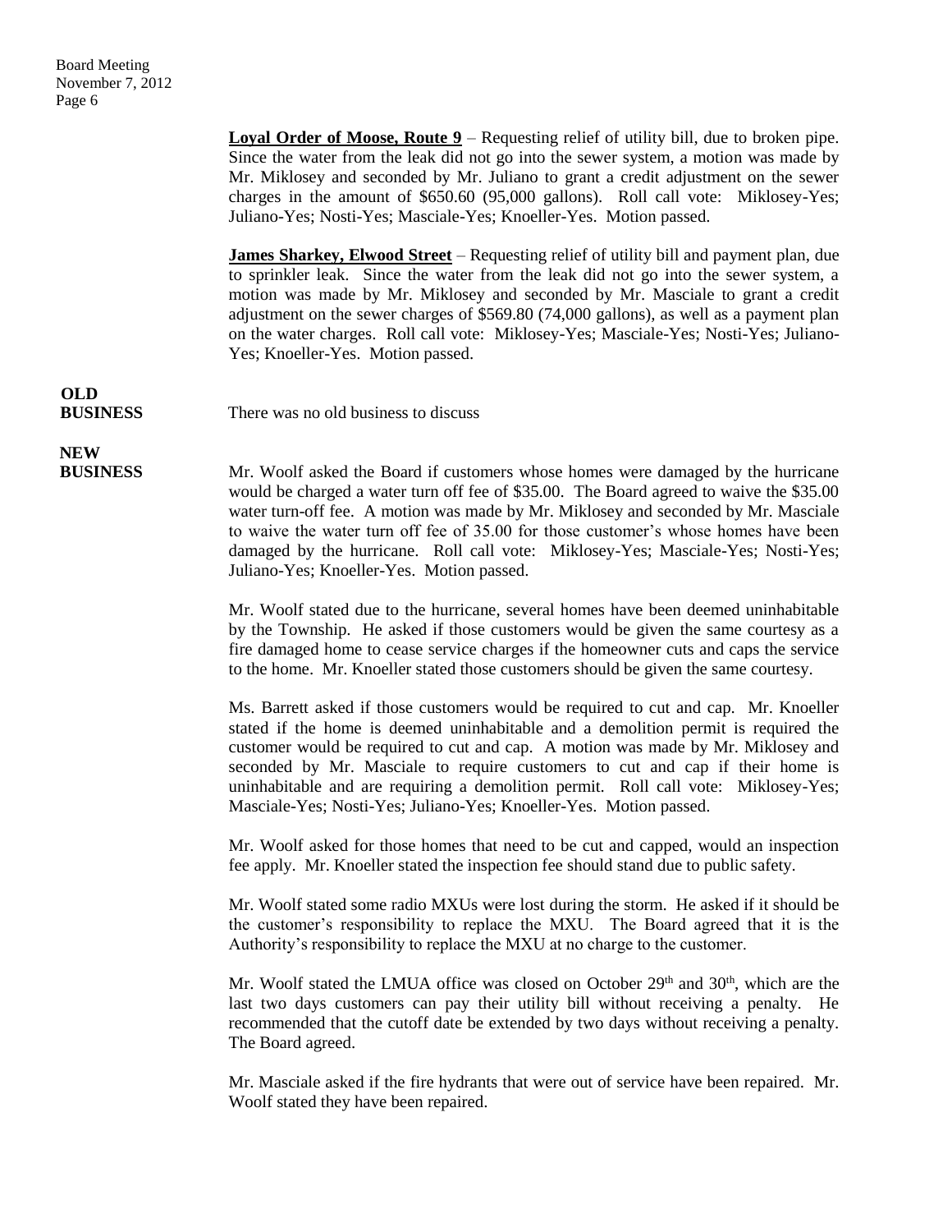**Loyal Order of Moose, Route 9** – Requesting relief of utility bill, due to broken pipe. Since the water from the leak did not go into the sewer system, a motion was made by Mr. Miklosey and seconded by Mr. Juliano to grant a credit adjustment on the sewer charges in the amount of $650.60 (95,000 gallons). Roll call vote: Miklosey-Yes; Juliano-Yes; Nosti-Yes; Masciale-Yes; Knoeller-Yes. Motion passed.

**James Sharkey, Elwood Street** – Requesting relief of utility bill and payment plan, due to sprinkler leak. Since the water from the leak did not go into the sewer system, a motion was made by Mr. Miklosey and seconded by Mr. Masciale to grant a credit adjustment on the sewer charges of $569.80 (74,000 gallons), as well as a payment plan on the water charges. Roll call vote: Miklosey-Yes; Masciale-Yes; Nosti-Yes; Juliano-Yes; Knoeller-Yes. Motion passed.

**OLD BUSINESS**

There was no old business to discuss

**NEW BUSINESS**

Mr. Woolf asked the Board if customers whose homes were damaged by the hurricane would be charged a water turn off fee of $35.00. The Board agreed to waive the $35.00 water turn-off fee. A motion was made by Mr. Miklosey and seconded by Mr. Masciale to waive the water turn off fee of 35.00 for those customer's whose homes have been damaged by the hurricane. Roll call vote: Miklosey-Yes; Masciale-Yes; Nosti-Yes; Juliano-Yes; Knoeller-Yes. Motion passed.

Mr. Woolf stated due to the hurricane, several homes have been deemed uninhabitable by the Township. He asked if those customers would be given the same courtesy as a fire damaged home to cease service charges if the homeowner cuts and caps the service to the home. Mr. Knoeller stated those customers should be given the same courtesy.

Ms. Barrett asked if those customers would be required to cut and cap. Mr. Knoeller stated if the home is deemed uninhabitable and a demolition permit is required the customer would be required to cut and cap. A motion was made by Mr. Miklosey and seconded by Mr. Masciale to require customers to cut and cap if their home is uninhabitable and are requiring a demolition permit. Roll call vote: Miklosey-Yes; Masciale-Yes; Nosti-Yes; Juliano-Yes; Knoeller-Yes. Motion passed.

Mr. Woolf asked for those homes that need to be cut and capped, would an inspection fee apply. Mr. Knoeller stated the inspection fee should stand due to public safety.

Mr. Woolf stated some radio MXUs were lost during the storm. He asked if it should be the customer's responsibility to replace the MXU. The Board agreed that it is the Authority's responsibility to replace the MXU at no charge to the customer.

Mr. Woolf stated the LMUA office was closed on October 29th and 30th, which are the last two days customers can pay their utility bill without receiving a penalty. He recommended that the cutoff date be extended by two days without receiving a penalty. The Board agreed.

Mr. Masciale asked if the fire hydrants that were out of service have been repaired. Mr. Woolf stated they have been repaired.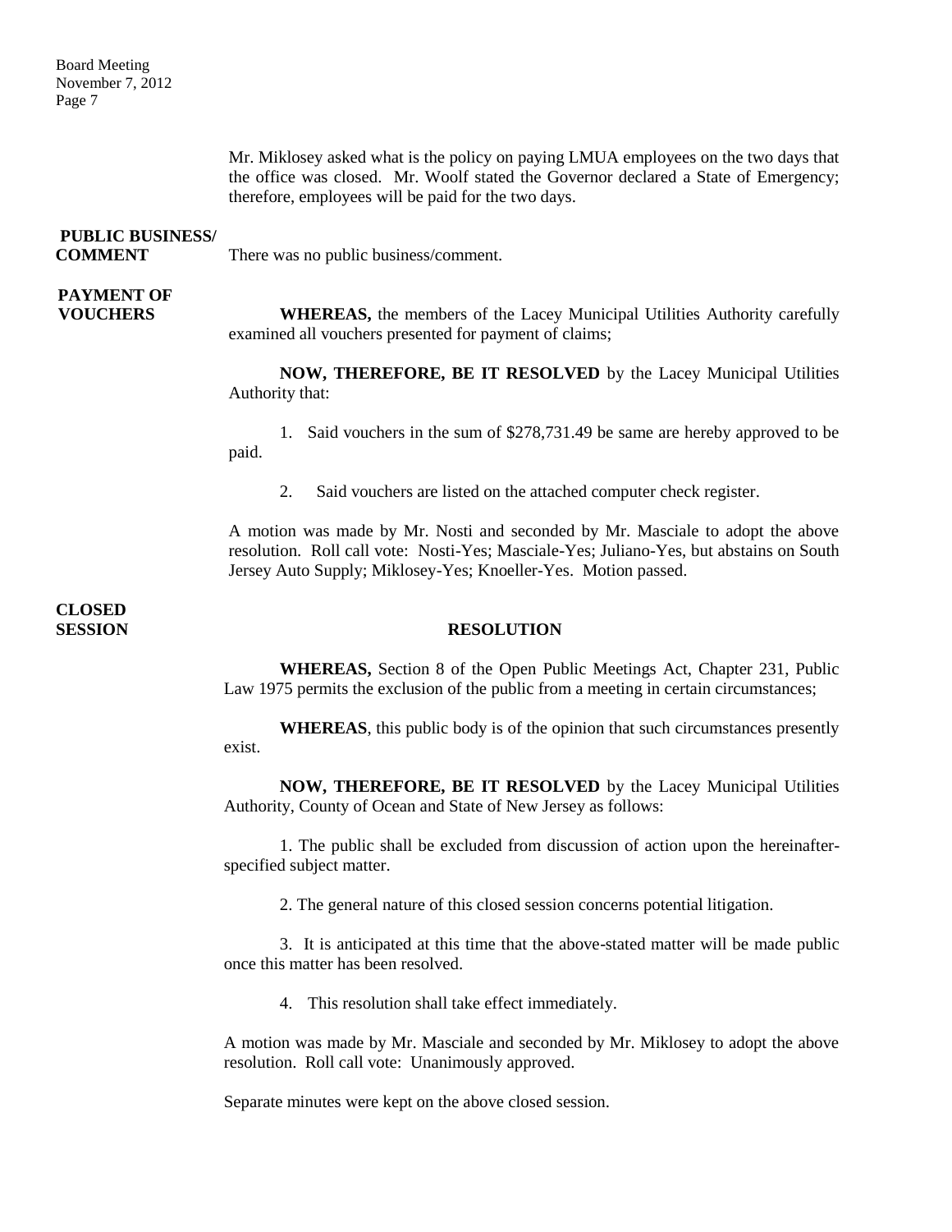Mr. Miklosey asked what is the policy on paying LMUA employees on the two days that the office was closed. Mr. Woolf stated the Governor declared a State of Emergency; therefore, employees will be paid for the two days.

**PUBLIC BUSINESS/ COMMENT**

There was no public business/comment.

**PAYMENT OF VOUCHERS**

**WHEREAS,** the members of the Lacey Municipal Utilities Authority carefully examined all vouchers presented for payment of claims;

**NOW, THEREFORE, BE IT RESOLVED** by the Lacey Municipal Utilities Authority that:

1. Said vouchers in the sum of $278,731.49 be same are hereby approved to be paid.

2. Said vouchers are listed on the attached computer check register.

A motion was made by Mr. Nosti and seconded by Mr. Masciale to adopt the above resolution. Roll call vote: Nosti-Yes; Masciale-Yes; Juliano-Yes, but abstains on South Jersey Auto Supply; Miklosey-Yes; Knoeller-Yes. Motion passed.

**CLOSED SESSION**

**RESOLUTION**

**WHEREAS,** Section 8 of the Open Public Meetings Act, Chapter 231, Public Law 1975 permits the exclusion of the public from a meeting in certain circumstances;

**WHEREAS**, this public body is of the opinion that such circumstances presently exist.

**NOW, THEREFORE, BE IT RESOLVED** by the Lacey Municipal Utilities Authority, County of Ocean and State of New Jersey as follows:

1. The public shall be excluded from discussion of action upon the hereinafter-specified subject matter.

2. The general nature of this closed session concerns potential litigation.

3. It is anticipated at this time that the above-stated matter will be made public once this matter has been resolved.

4. This resolution shall take effect immediately.

A motion was made by Mr. Masciale and seconded by Mr. Miklosey to adopt the above resolution. Roll call vote: Unanimously approved.

Separate minutes were kept on the above closed session.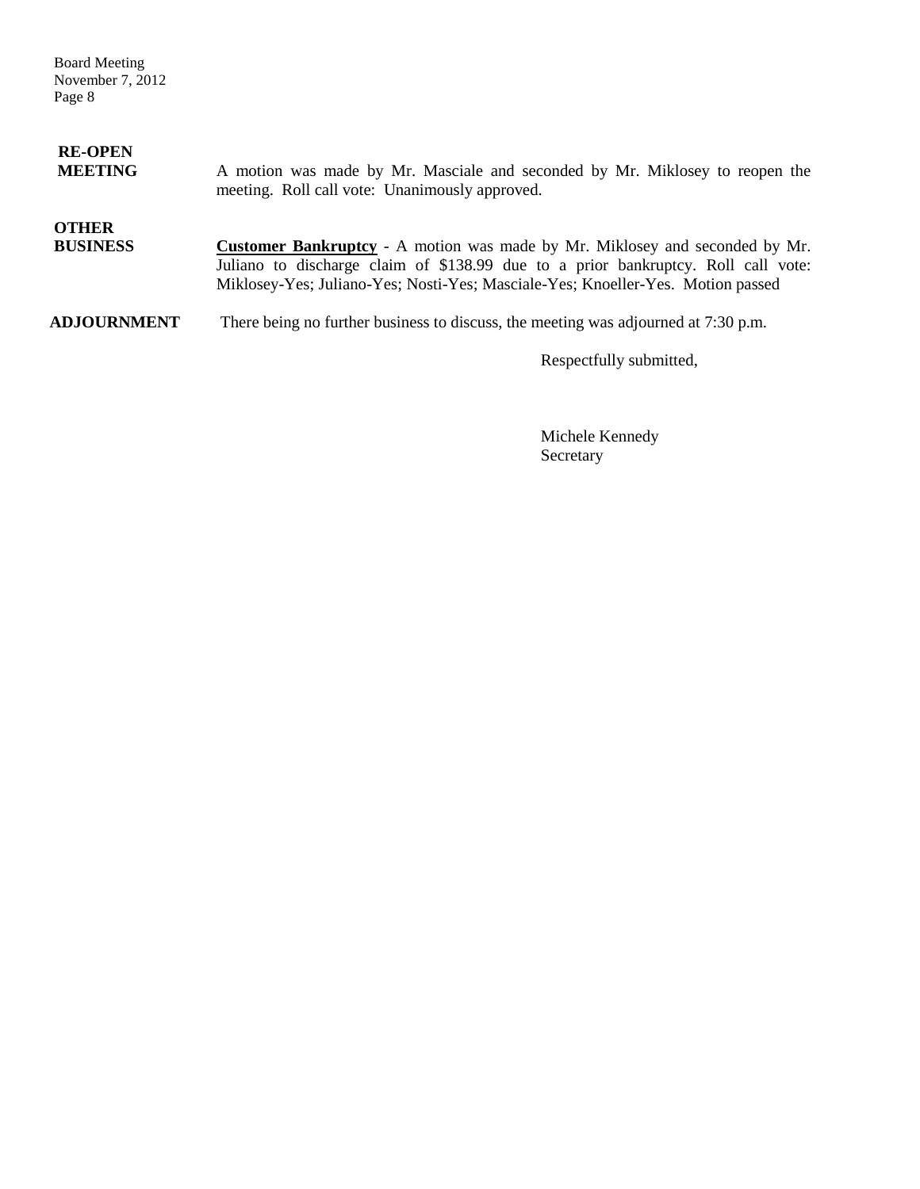**RE-OPEN MEETING**

A motion was made by Mr. Masciale and seconded by Mr. Miklosey to reopen the meeting. Roll call vote: Unanimously approved.

**OTHER BUSINESS**

**Customer Bankruptcy** - A motion was made by Mr. Miklosey and seconded by Mr. Juliano to discharge claim of $138.99 due to a prior bankruptcy. Roll call vote: Miklosey-Yes; Juliano-Yes; Nosti-Yes; Masciale-Yes; Knoeller-Yes. Motion passed

**ADJOURNMENT**

There being no further business to discuss, the meeting was adjourned at 7:30 p.m.

Respectfully submitted,

Michele Kennedy
Secretary